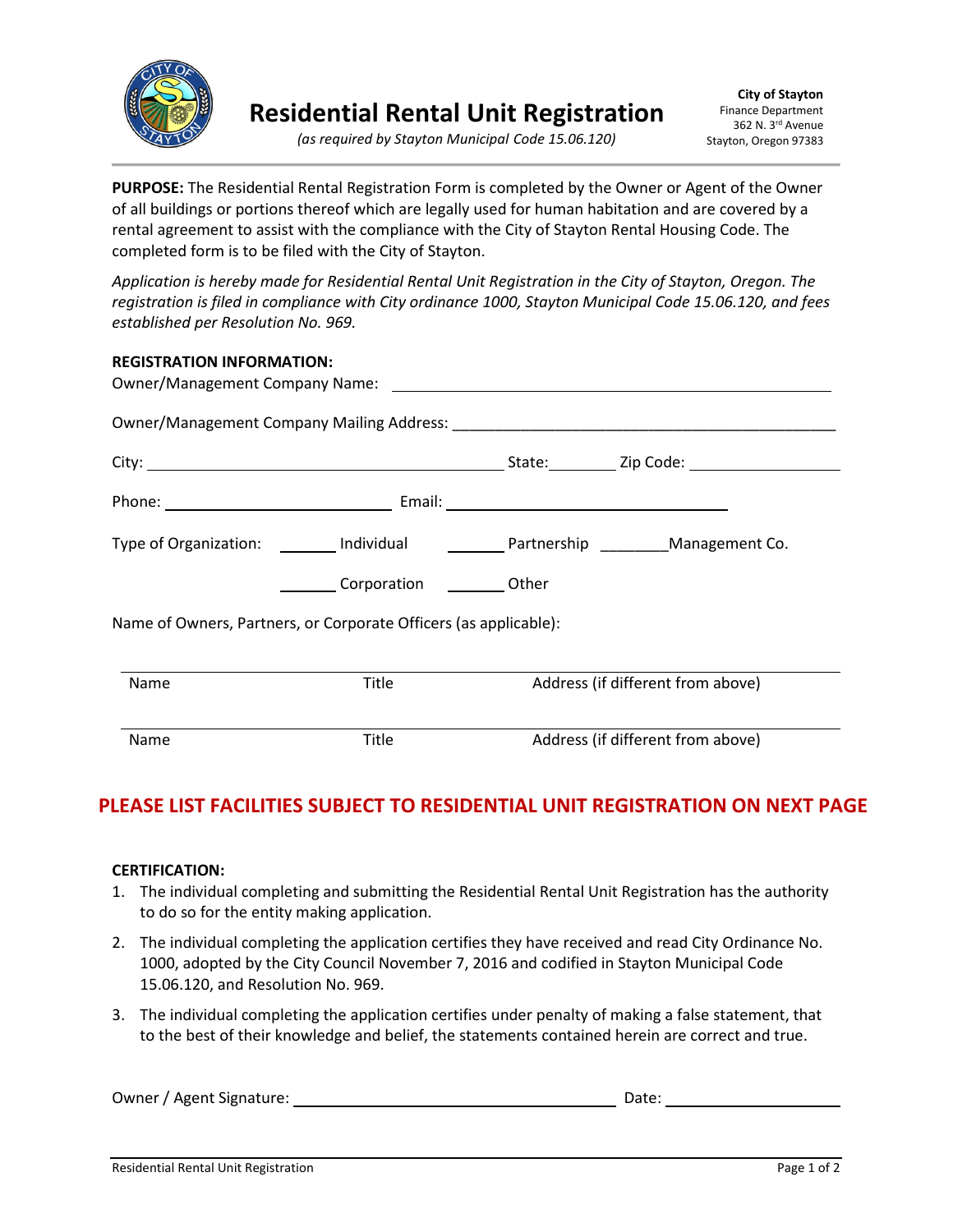# Residential Rental Unit Registration

*(as required by Stayton Municipal Code 15.06.120)*

**City of Stayton**
Finance Department
362 N. 3rd Avenue
Stayton, Oregon 97383

**PURPOSE:** The Residential Rental Registration Form is completed by the Owner or Agent of the Owner of all buildings or portions thereof which are legally used for human habitation and are covered by a rental agreement to assist with the compliance with the City of Stayton Rental Housing Code. The completed form is to be filed with the City of Stayton.

*Application is hereby made for Residential Rental Unit Registration in the City of Stayton, Oregon. The registration is filed in compliance with City ordinance 1000, Stayton Municipal Code 15.06.120, and fees established per Resolution No. 969.*

**REGISTRATION INFORMATION:**

Owner/Management Company Name: ______________________________________________

Owner/Management Company Mailing Address: ______________________________________________

City: ______________________________ State: ________ Zip Code: ________________

Phone: ________________________ Email: ______________________________

Type of Organization: _______ Individual _______ Partnership ________Management Co.

_______ Corporation _______ Other

Name of Owners, Partners, or Corporate Officers (as applicable):

| Name | Title | Address (if different from above) |
|---|---|---|
| | | |
| Name | Title | Address (if different from above) |

## PLEASE LIST FACILITIES SUBJECT TO RESIDENTIAL UNIT REGISTRATION ON NEXT PAGE

**CERTIFICATION:**

1. The individual completing and submitting the Residential Rental Unit Registration has the authority to do so for the entity making application.
2. The individual completing the application certifies they have received and read City Ordinance No. 1000, adopted by the City Council November 7, 2016 and codified in Stayton Municipal Code 15.06.120, and Resolution No. 969.
3. The individual completing the application certifies under penalty of making a false statement, that to the best of their knowledge and belief, the statements contained herein are correct and true.

Owner / Agent Signature: ______________________________ Date: ________________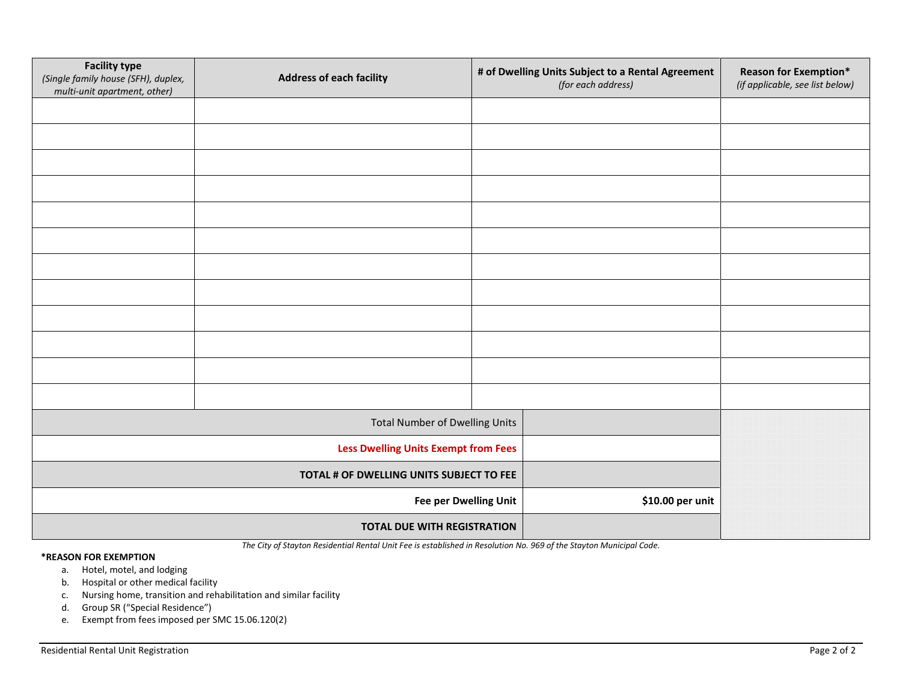| **Facility type** *(Single family house (SFH), duplex, multi-unit apartment, other)* | **Address of each facility** | **# of Dwelling Units Subject to a Rental Agreement** *(for each address)* | **Reason for Exemption*** *(if applicable, see list below)* |
|---|---|---|---|
| | | | |
| | | | |
| | | | |
| | | | |
| | | | |
| | | | |
| | | | |
| | | | |
| | | | |
| | | | |
| | | | |
| | | | |
| | Total Number of Dwelling Units | | |
| | Less Dwelling Units Exempt from Fees | | |
| | **TOTAL # OF DWELLING UNITS SUBJECT TO FEE** | | |
| | **Fee per Dwelling Unit** | **$10.00 per unit** | |
| | **TOTAL DUE WITH REGISTRATION** | | |

*The City of Stayton Residential Rental Unit Fee is established in Resolution No. 969 of the Stayton Municipal Code.*

**\*REASON FOR EXEMPTION**

a. Hotel, motel, and lodging
b. Hospital or other medical facility
c. Nursing home, transition and rehabilitation and similar facility
d. Group SR ("Special Residence")
e. Exempt from fees imposed per SMC 15.06.120(2)